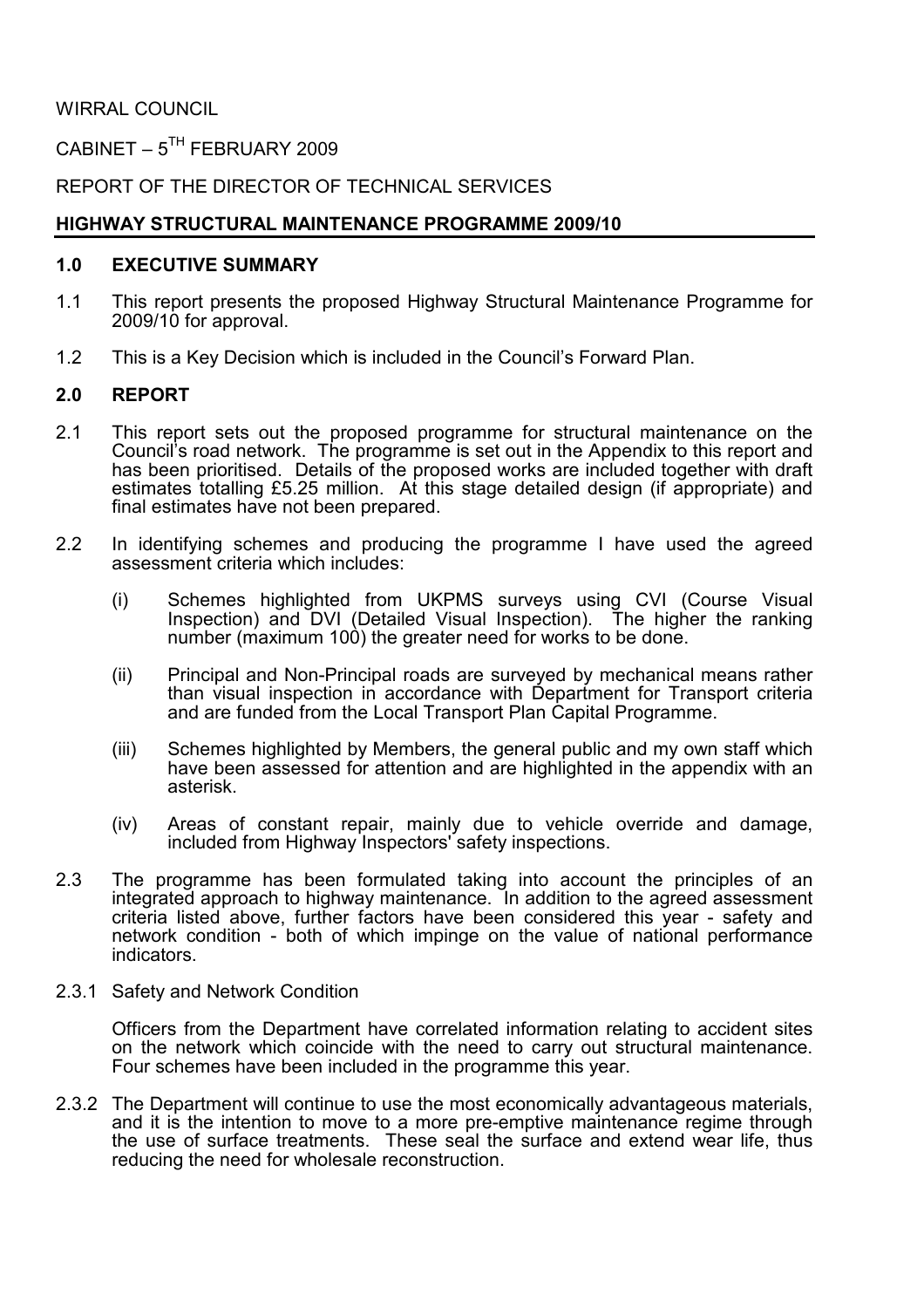WIRRAL COUNCIL

CABINET – 5[TH] FEBRUARY 2009

REPORT OF THE DIRECTOR OF TECHNICAL SERVICES

**HIGHWAY STRUCTURAL MAINTENANCE PROGRAMME 2009/10**

## 1.0 EXECUTIVE SUMMARY

1.1 This report presents the proposed Highway Structural Maintenance Programme for 2009/10 for approval.

1.2 This is a Key Decision which is included in the Council's Forward Plan.

## 2.0 REPORT

2.1 This report sets out the proposed programme for structural maintenance on the Council's road network. The programme is set out in the Appendix to this report and has been prioritised. Details of the proposed works are included together with draft estimates totalling £5.25 million. At this stage detailed design (if appropriate) and final estimates have not been prepared.

2.2 In identifying schemes and producing the programme I have used the agreed assessment criteria which includes:

(i) Schemes highlighted from UKPMS surveys using CVI (Course Visual Inspection) and DVI (Detailed Visual Inspection). The higher the ranking number (maximum 100) the greater need for works to be done.

(ii) Principal and Non-Principal roads are surveyed by mechanical means rather than visual inspection in accordance with Department for Transport criteria and are funded from the Local Transport Plan Capital Programme.

(iii) Schemes highlighted by Members, the general public and my own staff which have been assessed for attention and are highlighted in the appendix with an asterisk.

(iv) Areas of constant repair, mainly due to vehicle override and damage, included from Highway Inspectors' safety inspections.

2.3 The programme has been formulated taking into account the principles of an integrated approach to highway maintenance. In addition to the agreed assessment criteria listed above, further factors have been considered this year - safety and network condition - both of which impinge on the value of national performance indicators.

2.3.1 Safety and Network Condition

Officers from the Department have correlated information relating to accident sites on the network which coincide with the need to carry out structural maintenance. Four schemes have been included in the programme this year.

2.3.2 The Department will continue to use the most economically advantageous materials, and it is the intention to move to a more pre-emptive maintenance regime through the use of surface treatments. These seal the surface and extend wear life, thus reducing the need for wholesale reconstruction.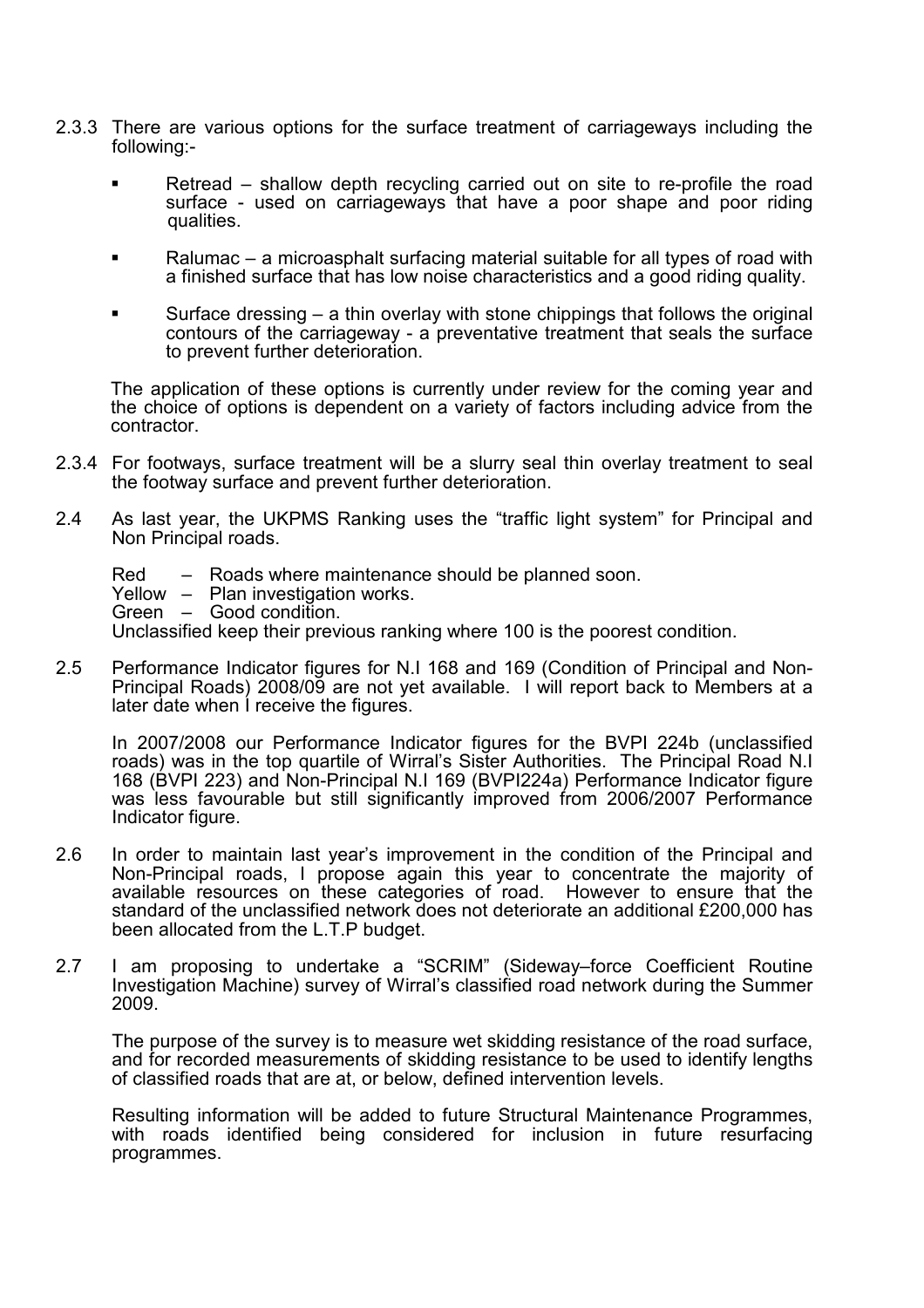2.3.3 There are various options for the surface treatment of carriageways including the following:-

- Retread – shallow depth recycling carried out on site to re-profile the road surface - used on carriageways that have a poor shape and poor riding qualities.
- Ralumac – a microasphalt surfacing material suitable for all types of road with a finished surface that has low noise characteristics and a good riding quality.
- Surface dressing – a thin overlay with stone chippings that follows the original contours of the carriageway - a preventative treatment that seals the surface to prevent further deterioration.

The application of these options is currently under review for the coming year and the choice of options is dependent on a variety of factors including advice from the contractor.

2.3.4 For footways, surface treatment will be a slurry seal thin overlay treatment to seal the footway surface and prevent further deterioration.

2.4 As last year, the UKPMS Ranking uses the "traffic light system" for Principal and Non Principal roads.

Red – Roads where maintenance should be planned soon.
Yellow – Plan investigation works.
Green – Good condition.
Unclassified keep their previous ranking where 100 is the poorest condition.

2.5 Performance Indicator figures for N.I 168 and 169 (Condition of Principal and Non-Principal Roads) 2008/09 are not yet available. I will report back to Members at a later date when I receive the figures.

In 2007/2008 our Performance Indicator figures for the BVPI 224b (unclassified roads) was in the top quartile of Wirral's Sister Authorities. The Principal Road N.I 168 (BVPI 223) and Non-Principal N.I 169 (BVPI224a) Performance Indicator figure was less favourable but still significantly improved from 2006/2007 Performance Indicator figure.

2.6 In order to maintain last year's improvement in the condition of the Principal and Non-Principal roads, I propose again this year to concentrate the majority of available resources on these categories of road. However to ensure that the standard of the unclassified network does not deteriorate an additional £200,000 has been allocated from the L.T.P budget.

2.7 I am proposing to undertake a "SCRIM" (Sideway–force Coefficient Routine Investigation Machine) survey of Wirral's classified road network during the Summer 2009.

The purpose of the survey is to measure wet skidding resistance of the road surface, and for recorded measurements of skidding resistance to be used to identify lengths of classified roads that are at, or below, defined intervention levels.

Resulting information will be added to future Structural Maintenance Programmes, with roads identified being considered for inclusion in future resurfacing programmes.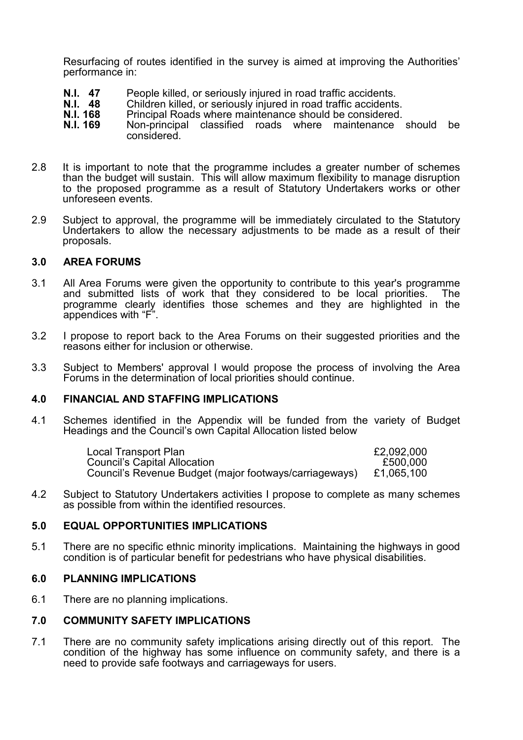Resurfacing of routes identified in the survey is aimed at improving the Authorities' performance in:

| | |
|---|---|
| **N.I. 47** | People killed, or seriously injured in road traffic accidents. |
| **N.I. 48** | Children killed, or seriously injured in road traffic accidents. |
| **N.I. 168** | Principal Roads where maintenance should be considered. |
| **N.I. 169** | Non-principal classified roads where maintenance should be considered. |

2.8 It is important to note that the programme includes a greater number of schemes than the budget will sustain. This will allow maximum flexibility to manage disruption to the proposed programme as a result of Statutory Undertakers works or other unforeseen events.

2.9 Subject to approval, the programme will be immediately circulated to the Statutory Undertakers to allow the necessary adjustments to be made as a result of their proposals.

### 3.0 AREA FORUMS

3.1 All Area Forums were given the opportunity to contribute to this year's programme and submitted lists of work that they considered to be local priorities. The programme clearly identifies those schemes and they are highlighted in the appendices with "F".

3.2 I propose to report back to the Area Forums on their suggested priorities and the reasons either for inclusion or otherwise.

3.3 Subject to Members' approval I would propose the process of involving the Area Forums in the determination of local priorities should continue.

### 4.0 FINANCIAL AND STAFFING IMPLICATIONS

4.1 Schemes identified in the Appendix will be funded from the variety of Budget Headings and the Council's own Capital Allocation listed below

| | |
|---|---|
| Local Transport Plan | £2,092,000 |
| Council's Capital Allocation | £500,000 |
| Council's Revenue Budget (major footways/carriageways) | £1,065,100 |

4.2 Subject to Statutory Undertakers activities I propose to complete as many schemes as possible from within the identified resources.

### 5.0 EQUAL OPPORTUNITIES IMPLICATIONS

5.1 There are no specific ethnic minority implications. Maintaining the highways in good condition is of particular benefit for pedestrians who have physical disabilities.

### 6.0 PLANNING IMPLICATIONS

6.1 There are no planning implications.

### 7.0 COMMUNITY SAFETY IMPLICATIONS

7.1 There are no community safety implications arising directly out of this report. The condition of the highway has some influence on community safety, and there is a need to provide safe footways and carriageways for users.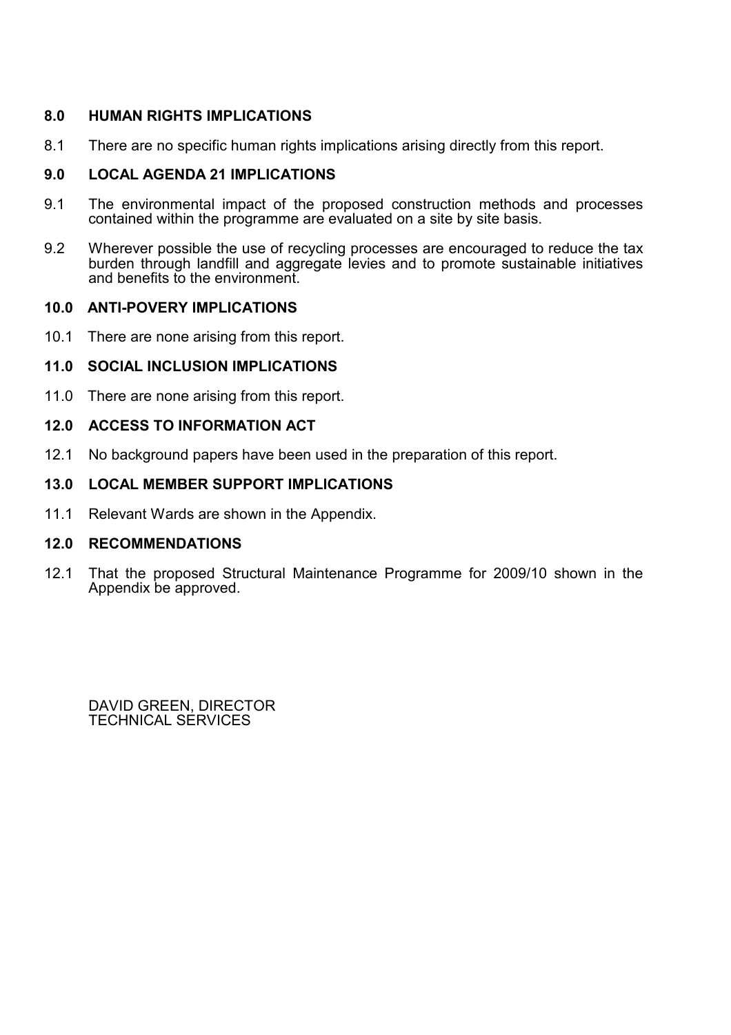## 8.0 HUMAN RIGHTS IMPLICATIONS

8.1 There are no specific human rights implications arising directly from this report.

## 9.0 LOCAL AGENDA 21 IMPLICATIONS

9.1 The environmental impact of the proposed construction methods and processes contained within the programme are evaluated on a site by site basis.

9.2 Wherever possible the use of recycling processes are encouraged to reduce the tax burden through landfill and aggregate levies and to promote sustainable initiatives and benefits to the environment.

## 10.0 ANTI-POVERY IMPLICATIONS

10.1 There are none arising from this report.

## 11.0 SOCIAL INCLUSION IMPLICATIONS

11.0 There are none arising from this report.

## 12.0 ACCESS TO INFORMATION ACT

12.1 No background papers have been used in the preparation of this report.

## 13.0 LOCAL MEMBER SUPPORT IMPLICATIONS

11.1 Relevant Wards are shown in the Appendix.

## 12.0 RECOMMENDATIONS

12.1 That the proposed Structural Maintenance Programme for 2009/10 shown in the Appendix be approved.

DAVID GREEN, DIRECTOR
TECHNICAL SERVICES